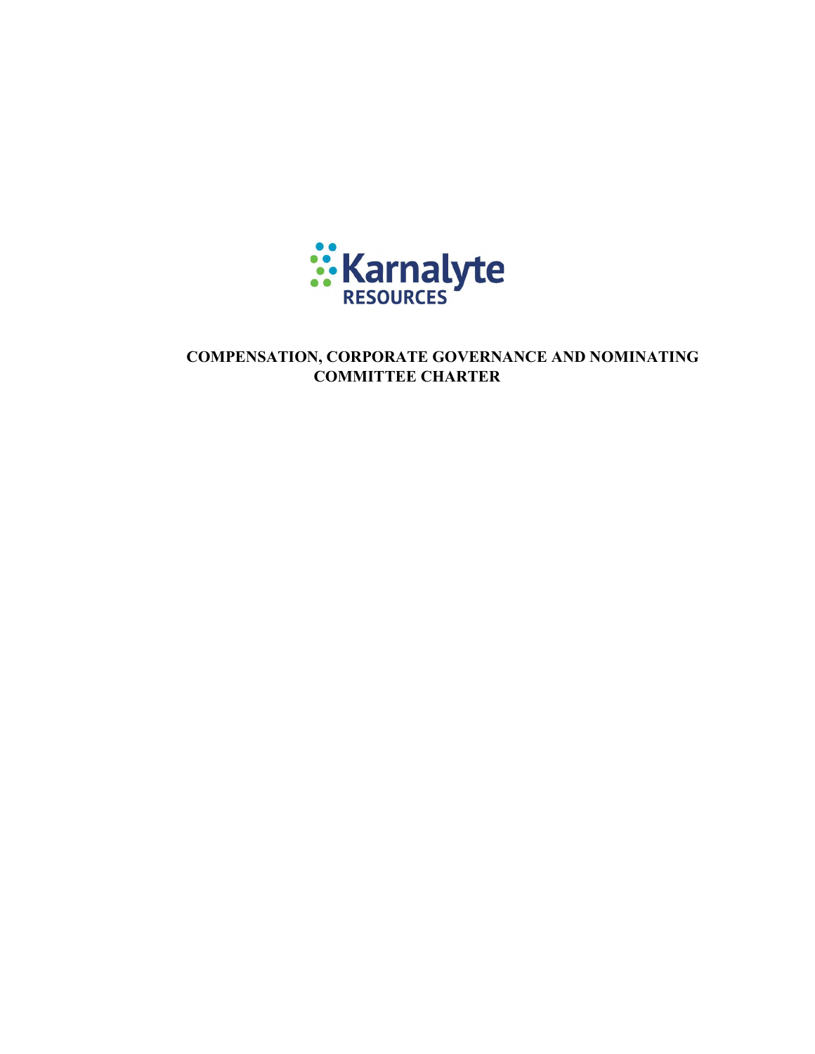Karnalyte RESOURCES

# COMPENSATION, CORPORATE GOVERNANCE AND NOMINATING COMMITTEE CHARTER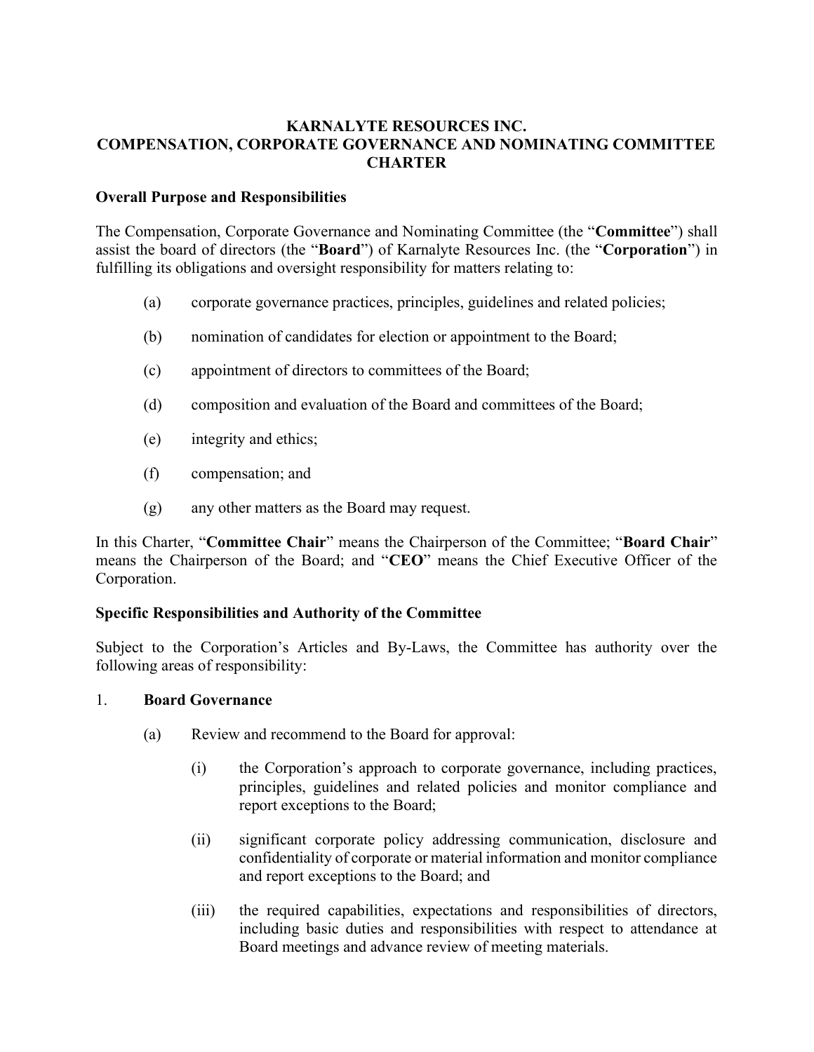**KARNALYTE RESOURCES INC.**
**COMPENSATION, CORPORATE GOVERNANCE AND NOMINATING COMMITTEE CHARTER**

**Overall Purpose and Responsibilities**

The Compensation, Corporate Governance and Nominating Committee (the "**Committee**") shall assist the board of directors (the "**Board**") of Karnalyte Resources Inc. (the "**Corporation**") in fulfilling its obligations and oversight responsibility for matters relating to:

(a) corporate governance practices, principles, guidelines and related policies;

(b) nomination of candidates for election or appointment to the Board;

(c) appointment of directors to committees of the Board;

(d) composition and evaluation of the Board and committees of the Board;

(e) integrity and ethics;

(f) compensation; and

(g) any other matters as the Board may request.

In this Charter, "**Committee Chair**" means the Chairperson of the Committee; "**Board Chair**" means the Chairperson of the Board; and "**CEO**" means the Chief Executive Officer of the Corporation.

**Specific Responsibilities and Authority of the Committee**

Subject to the Corporation's Articles and By-Laws, the Committee has authority over the following areas of responsibility:

1. **Board Governance**

   (a) Review and recommend to the Board for approval:

      (i) the Corporation's approach to corporate governance, including practices, principles, guidelines and related policies and monitor compliance and report exceptions to the Board;

      (ii) significant corporate policy addressing communication, disclosure and confidentiality of corporate or material information and monitor compliance and report exceptions to the Board; and

      (iii) the required capabilities, expectations and responsibilities of directors, including basic duties and responsibilities with respect to attendance at Board meetings and advance review of meeting materials.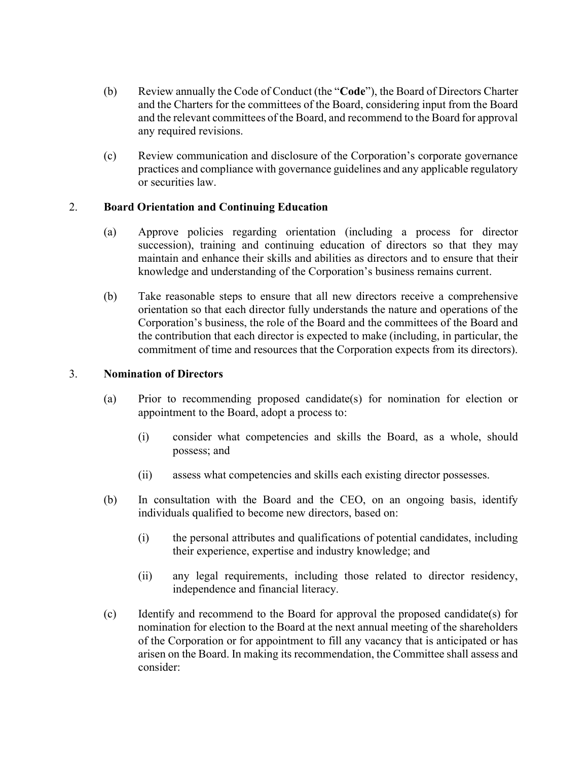(b) Review annually the Code of Conduct (the "**Code**"), the Board of Directors Charter and the Charters for the committees of the Board, considering input from the Board and the relevant committees of the Board, and recommend to the Board for approval any required revisions.

(c) Review communication and disclosure of the Corporation's corporate governance practices and compliance with governance guidelines and any applicable regulatory or securities law.

2. **Board Orientation and Continuing Education**

(a) Approve policies regarding orientation (including a process for director succession), training and continuing education of directors so that they may maintain and enhance their skills and abilities as directors and to ensure that their knowledge and understanding of the Corporation's business remains current.

(b) Take reasonable steps to ensure that all new directors receive a comprehensive orientation so that each director fully understands the nature and operations of the Corporation's business, the role of the Board and the committees of the Board and the contribution that each director is expected to make (including, in particular, the commitment of time and resources that the Corporation expects from its directors).

3. **Nomination of Directors**

(a) Prior to recommending proposed candidate(s) for nomination for election or appointment to the Board, adopt a process to:

(i) consider what competencies and skills the Board, as a whole, should possess; and

(ii) assess what competencies and skills each existing director possesses.

(b) In consultation with the Board and the CEO, on an ongoing basis, identify individuals qualified to become new directors, based on:

(i) the personal attributes and qualifications of potential candidates, including their experience, expertise and industry knowledge; and

(ii) any legal requirements, including those related to director residency, independence and financial literacy.

(c) Identify and recommend to the Board for approval the proposed candidate(s) for nomination for election to the Board at the next annual meeting of the shareholders of the Corporation or for appointment to fill any vacancy that is anticipated or has arisen on the Board. In making its recommendation, the Committee shall assess and consider: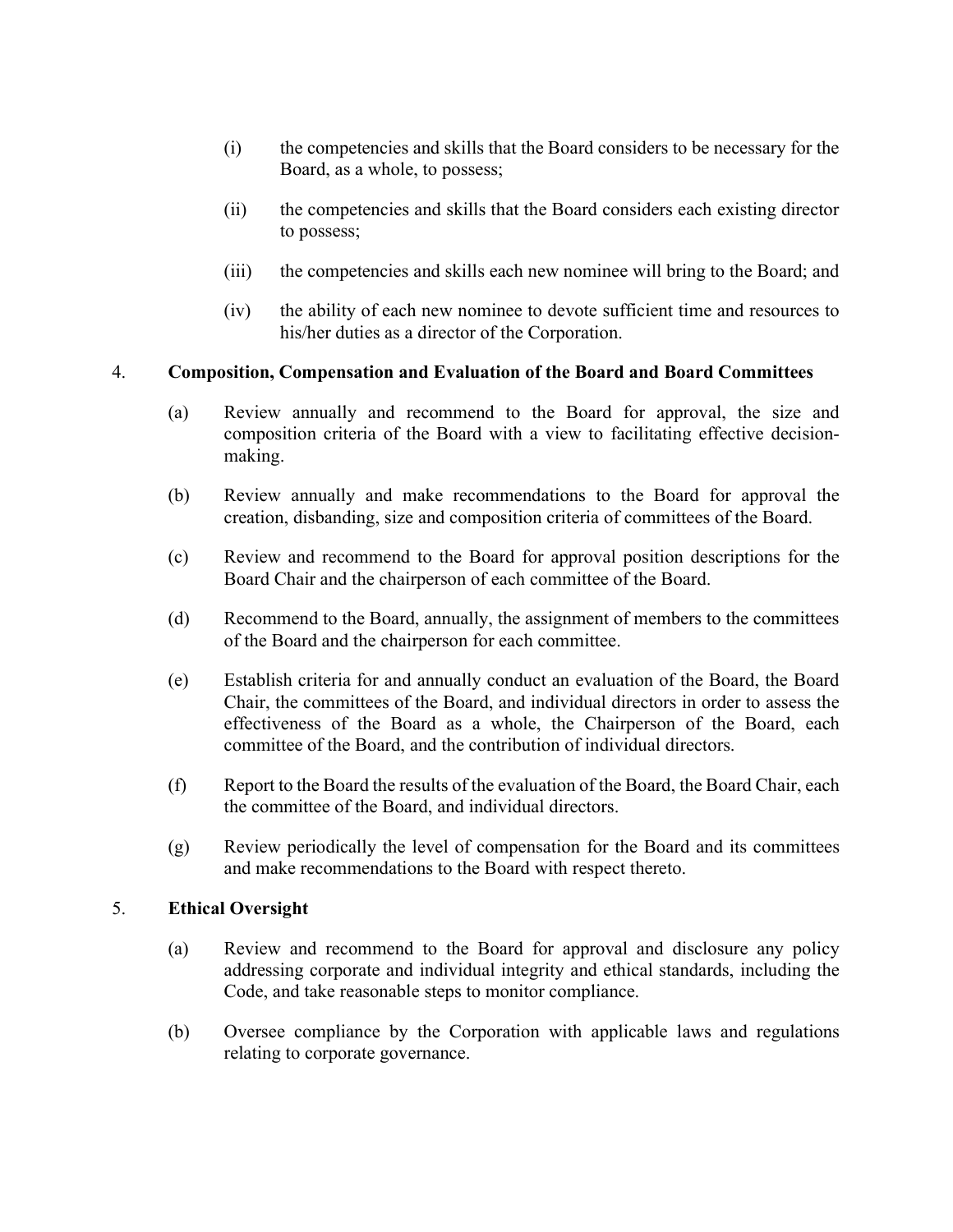(i) the competencies and skills that the Board considers to be necessary for the Board, as a whole, to possess;

(ii) the competencies and skills that the Board considers each existing director to possess;

(iii) the competencies and skills each new nominee will bring to the Board; and

(iv) the ability of each new nominee to devote sufficient time and resources to his/her duties as a director of the Corporation.

4. **Composition, Compensation and Evaluation of the Board and Board Committees**

(a) Review annually and recommend to the Board for approval, the size and composition criteria of the Board with a view to facilitating effective decision-making.

(b) Review annually and make recommendations to the Board for approval the creation, disbanding, size and composition criteria of committees of the Board.

(c) Review and recommend to the Board for approval position descriptions for the Board Chair and the chairperson of each committee of the Board.

(d) Recommend to the Board, annually, the assignment of members to the committees of the Board and the chairperson for each committee.

(e) Establish criteria for and annually conduct an evaluation of the Board, the Board Chair, the committees of the Board, and individual directors in order to assess the effectiveness of the Board as a whole, the Chairperson of the Board, each committee of the Board, and the contribution of individual directors.

(f) Report to the Board the results of the evaluation of the Board, the Board Chair, each the committee of the Board, and individual directors.

(g) Review periodically the level of compensation for the Board and its committees and make recommendations to the Board with respect thereto.

5. **Ethical Oversight**

(a) Review and recommend to the Board for approval and disclosure any policy addressing corporate and individual integrity and ethical standards, including the Code, and take reasonable steps to monitor compliance.

(b) Oversee compliance by the Corporation with applicable laws and regulations relating to corporate governance.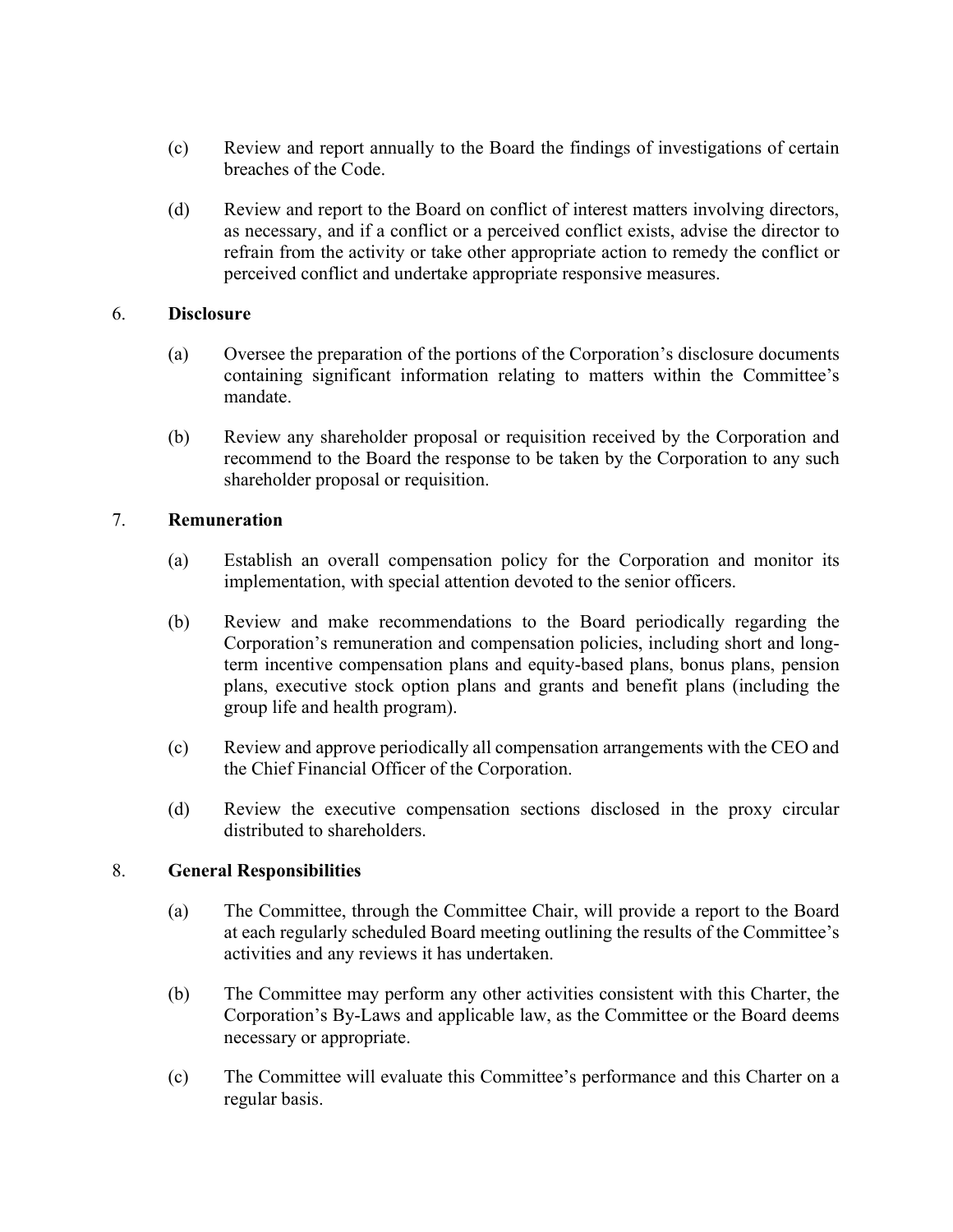(c) Review and report annually to the Board the findings of investigations of certain breaches of the Code.

(d) Review and report to the Board on conflict of interest matters involving directors, as necessary, and if a conflict or a perceived conflict exists, advise the director to refrain from the activity or take other appropriate action to remedy the conflict or perceived conflict and undertake appropriate responsive measures.

6. **Disclosure**

(a) Oversee the preparation of the portions of the Corporation's disclosure documents containing significant information relating to matters within the Committee's mandate.

(b) Review any shareholder proposal or requisition received by the Corporation and recommend to the Board the response to be taken by the Corporation to any such shareholder proposal or requisition.

7. **Remuneration**

(a) Establish an overall compensation policy for the Corporation and monitor its implementation, with special attention devoted to the senior officers.

(b) Review and make recommendations to the Board periodically regarding the Corporation's remuneration and compensation policies, including short and long-term incentive compensation plans and equity-based plans, bonus plans, pension plans, executive stock option plans and grants and benefit plans (including the group life and health program).

(c) Review and approve periodically all compensation arrangements with the CEO and the Chief Financial Officer of the Corporation.

(d) Review the executive compensation sections disclosed in the proxy circular distributed to shareholders.

8. **General Responsibilities**

(a) The Committee, through the Committee Chair, will provide a report to the Board at each regularly scheduled Board meeting outlining the results of the Committee's activities and any reviews it has undertaken.

(b) The Committee may perform any other activities consistent with this Charter, the Corporation's By-Laws and applicable law, as the Committee or the Board deems necessary or appropriate.

(c) The Committee will evaluate this Committee's performance and this Charter on a regular basis.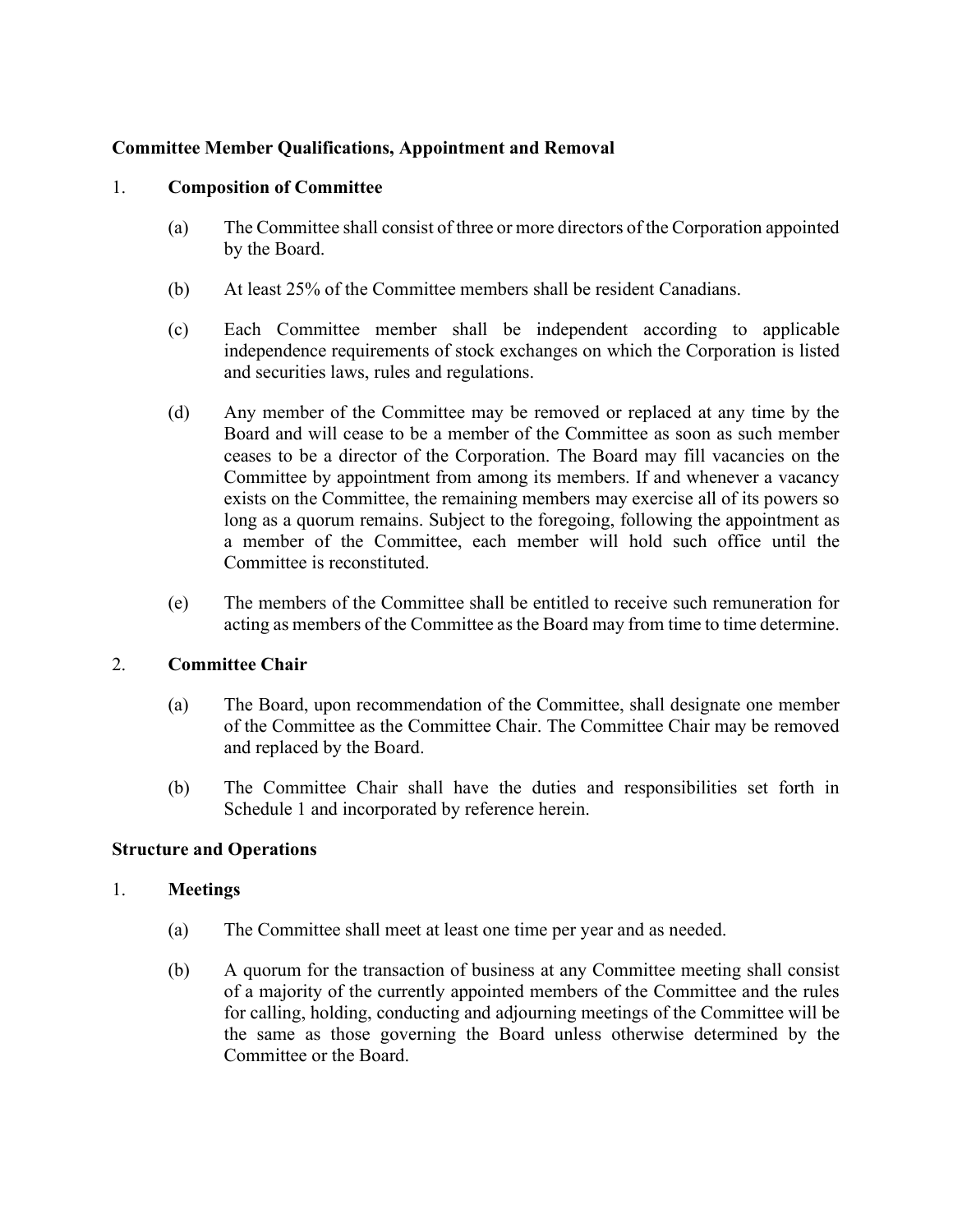## Committee Member Qualifications, Appointment and Removal

### 1. Composition of Committee

(a) The Committee shall consist of three or more directors of the Corporation appointed by the Board.

(b) At least 25% of the Committee members shall be resident Canadians.

(c) Each Committee member shall be independent according to applicable independence requirements of stock exchanges on which the Corporation is listed and securities laws, rules and regulations.

(d) Any member of the Committee may be removed or replaced at any time by the Board and will cease to be a member of the Committee as soon as such member ceases to be a director of the Corporation. The Board may fill vacancies on the Committee by appointment from among its members. If and whenever a vacancy exists on the Committee, the remaining members may exercise all of its powers so long as a quorum remains. Subject to the foregoing, following the appointment as a member of the Committee, each member will hold such office until the Committee is reconstituted.

(e) The members of the Committee shall be entitled to receive such remuneration for acting as members of the Committee as the Board may from time to time determine.

### 2. Committee Chair

(a) The Board, upon recommendation of the Committee, shall designate one member of the Committee as the Committee Chair. The Committee Chair may be removed and replaced by the Board.

(b) The Committee Chair shall have the duties and responsibilities set forth in Schedule 1 and incorporated by reference herein.

## Structure and Operations

### 1. Meetings

(a) The Committee shall meet at least one time per year and as needed.

(b) A quorum for the transaction of business at any Committee meeting shall consist of a majority of the currently appointed members of the Committee and the rules for calling, holding, conducting and adjourning meetings of the Committee will be the same as those governing the Board unless otherwise determined by the Committee or the Board.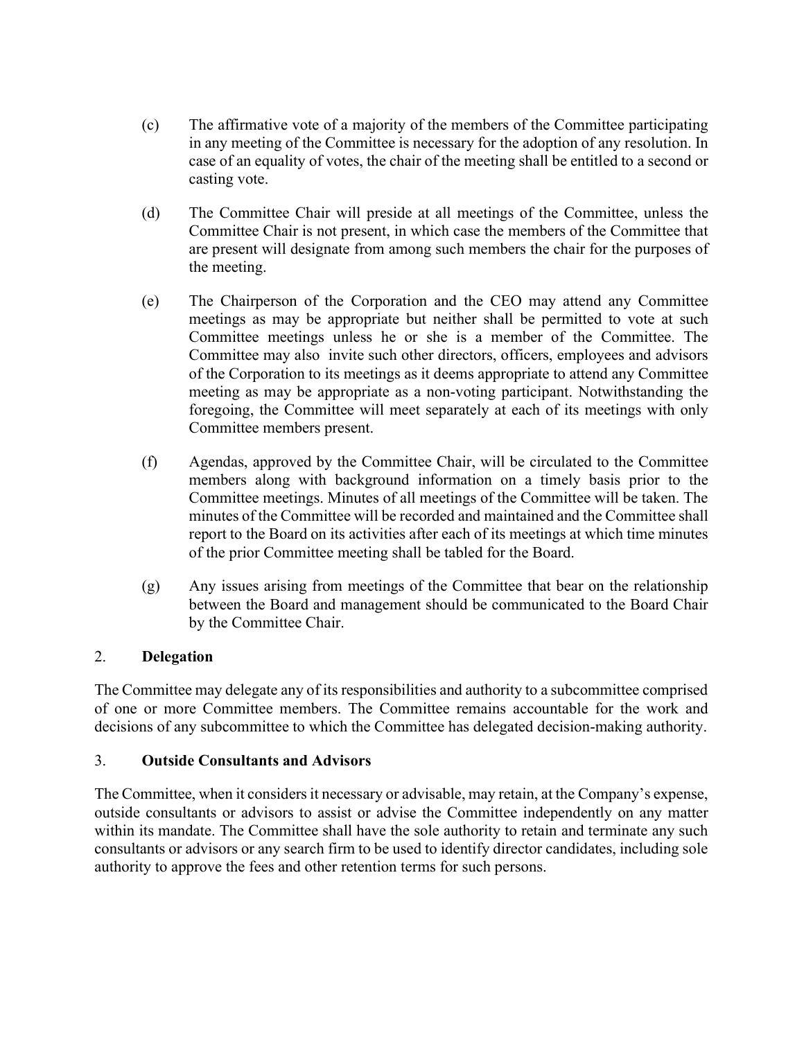(c) The affirmative vote of a majority of the members of the Committee participating in any meeting of the Committee is necessary for the adoption of any resolution. In case of an equality of votes, the chair of the meeting shall be entitled to a second or casting vote.

(d) The Committee Chair will preside at all meetings of the Committee, unless the Committee Chair is not present, in which case the members of the Committee that are present will designate from among such members the chair for the purposes of the meeting.

(e) The Chairperson of the Corporation and the CEO may attend any Committee meetings as may be appropriate but neither shall be permitted to vote at such Committee meetings unless he or she is a member of the Committee. The Committee may also invite such other directors, officers, employees and advisors of the Corporation to its meetings as it deems appropriate to attend any Committee meeting as may be appropriate as a non-voting participant. Notwithstanding the foregoing, the Committee will meet separately at each of its meetings with only Committee members present.

(f) Agendas, approved by the Committee Chair, will be circulated to the Committee members along with background information on a timely basis prior to the Committee meetings. Minutes of all meetings of the Committee will be taken. The minutes of the Committee will be recorded and maintained and the Committee shall report to the Board on its activities after each of its meetings at which time minutes of the prior Committee meeting shall be tabled for the Board.

(g) Any issues arising from meetings of the Committee that bear on the relationship between the Board and management should be communicated to the Board Chair by the Committee Chair.

2. **Delegation**

The Committee may delegate any of its responsibilities and authority to a subcommittee comprised of one or more Committee members. The Committee remains accountable for the work and decisions of any subcommittee to which the Committee has delegated decision-making authority.

3. **Outside Consultants and Advisors**

The Committee, when it considers it necessary or advisable, may retain, at the Company's expense, outside consultants or advisors to assist or advise the Committee independently on any matter within its mandate. The Committee shall have the sole authority to retain and terminate any such consultants or advisors or any search firm to be used to identify director candidates, including sole authority to approve the fees and other retention terms for such persons.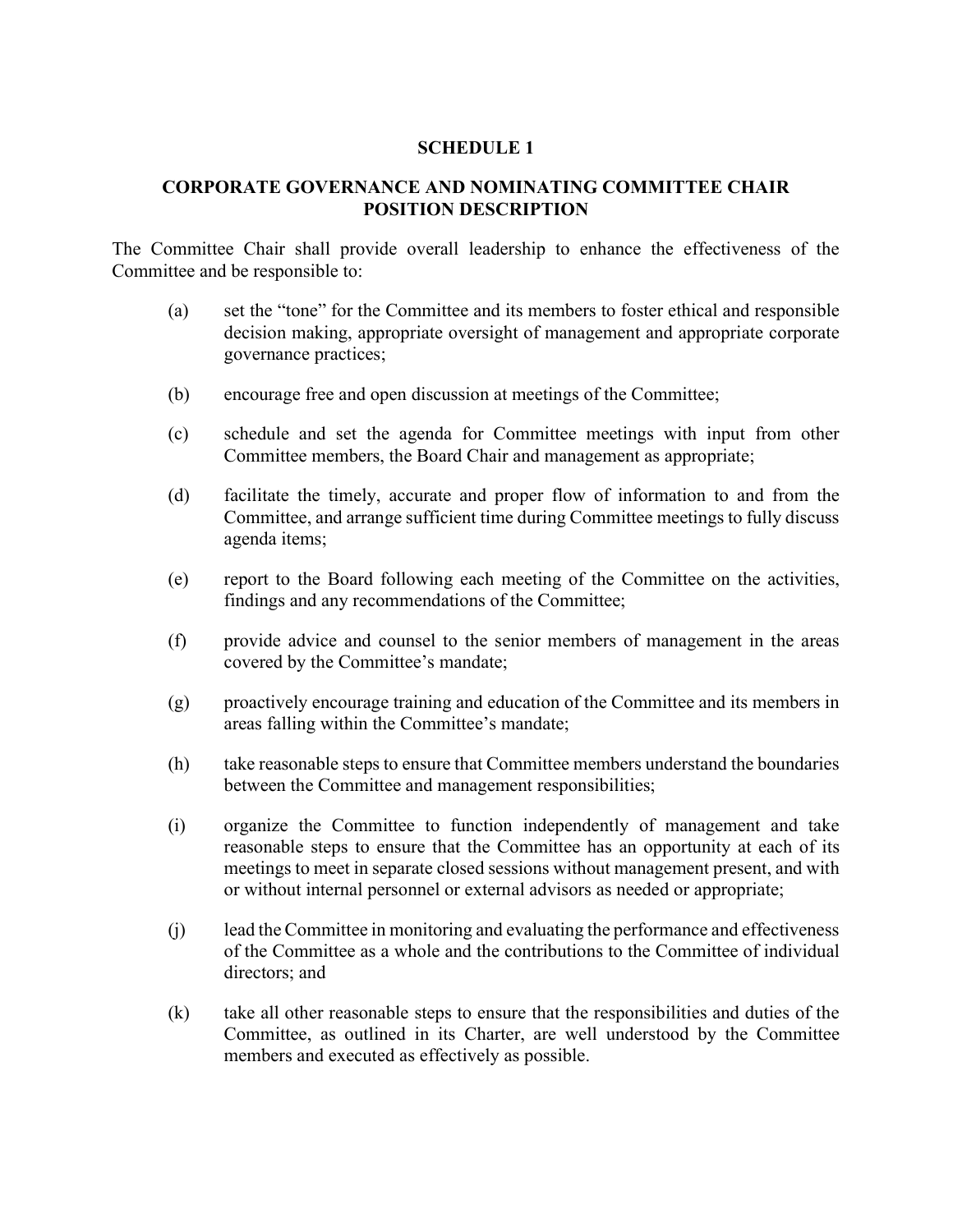# SCHEDULE 1

## CORPORATE GOVERNANCE AND NOMINATING COMMITTEE CHAIR POSITION DESCRIPTION

The Committee Chair shall provide overall leadership to enhance the effectiveness of the Committee and be responsible to:

(a) set the "tone" for the Committee and its members to foster ethical and responsible decision making, appropriate oversight of management and appropriate corporate governance practices;

(b) encourage free and open discussion at meetings of the Committee;

(c) schedule and set the agenda for Committee meetings with input from other Committee members, the Board Chair and management as appropriate;

(d) facilitate the timely, accurate and proper flow of information to and from the Committee, and arrange sufficient time during Committee meetings to fully discuss agenda items;

(e) report to the Board following each meeting of the Committee on the activities, findings and any recommendations of the Committee;

(f) provide advice and counsel to the senior members of management in the areas covered by the Committee's mandate;

(g) proactively encourage training and education of the Committee and its members in areas falling within the Committee's mandate;

(h) take reasonable steps to ensure that Committee members understand the boundaries between the Committee and management responsibilities;

(i) organize the Committee to function independently of management and take reasonable steps to ensure that the Committee has an opportunity at each of its meetings to meet in separate closed sessions without management present, and with or without internal personnel or external advisors as needed or appropriate;

(j) lead the Committee in monitoring and evaluating the performance and effectiveness of the Committee as a whole and the contributions to the Committee of individual directors; and

(k) take all other reasonable steps to ensure that the responsibilities and duties of the Committee, as outlined in its Charter, are well understood by the Committee members and executed as effectively as possible.